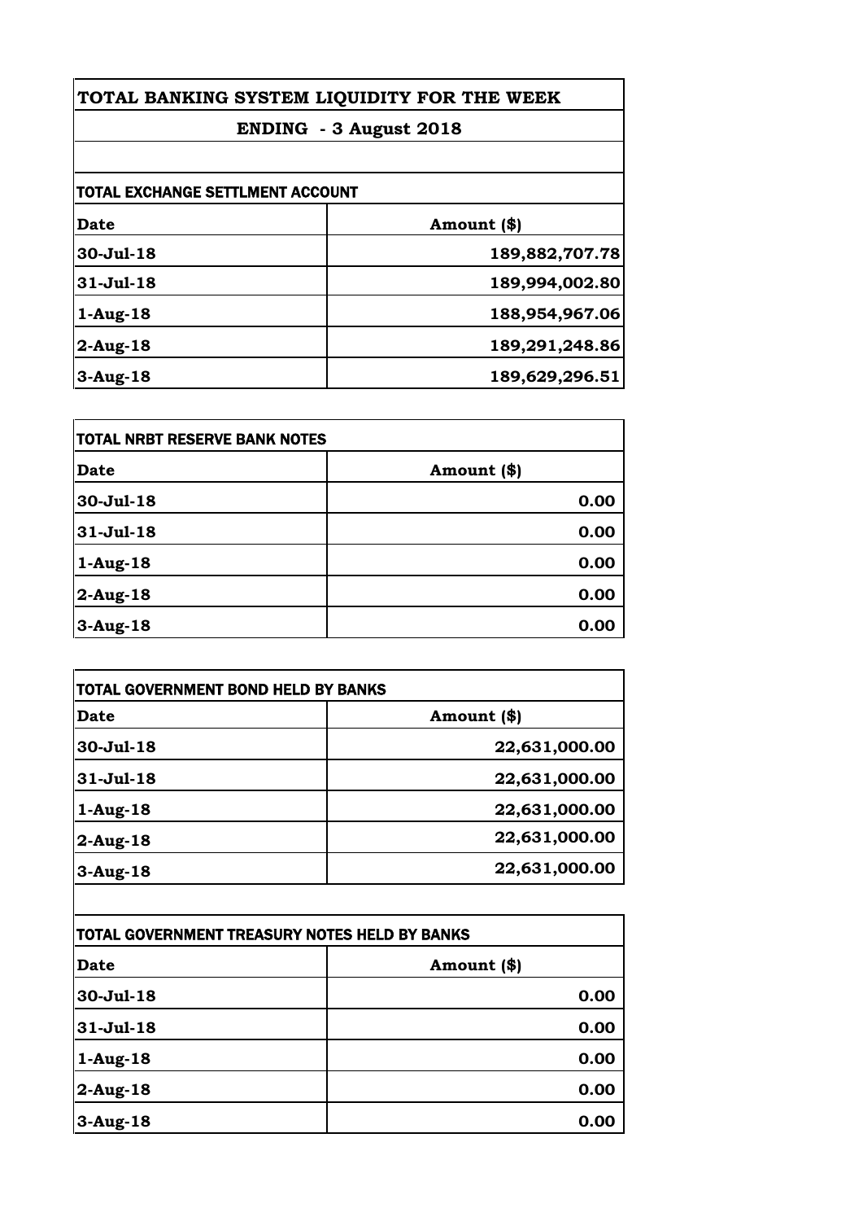# TOTAL BANKING SYSTEM LIQUIDITY FOR THE WEEK

## ENDING - 3 August 2018

### TOTAL EXCHANGE SETTLMENT ACCOUNT

| Date | Amount ($) |
|---|---|
| 30-Jul-18 | 189,882,707.78 |
| 31-Jul-18 | 189,994,002.80 |
| 1-Aug-18 | 188,954,967.06 |
| 2-Aug-18 | 189,291,248.86 |
| 3-Aug-18 | 189,629,296.51 |

### TOTAL NRBT RESERVE BANK NOTES

| Date | Amount ($) |
|---|---|
| 30-Jul-18 | 0.00 |
| 31-Jul-18 | 0.00 |
| 1-Aug-18 | 0.00 |
| 2-Aug-18 | 0.00 |
| 3-Aug-18 | 0.00 |

### TOTAL GOVERNMENT BOND HELD BY BANKS

| Date | Amount ($) |
|---|---|
| 30-Jul-18 | 22,631,000.00 |
| 31-Jul-18 | 22,631,000.00 |
| 1-Aug-18 | 22,631,000.00 |
| 2-Aug-18 | 22,631,000.00 |
| 3-Aug-18 | 22,631,000.00 |

### TOTAL GOVERNMENT TREASURY NOTES HELD BY BANKS

| Date | Amount ($) |
|---|---|
| 30-Jul-18 | 0.00 |
| 31-Jul-18 | 0.00 |
| 1-Aug-18 | 0.00 |
| 2-Aug-18 | 0.00 |
| 3-Aug-18 | 0.00 |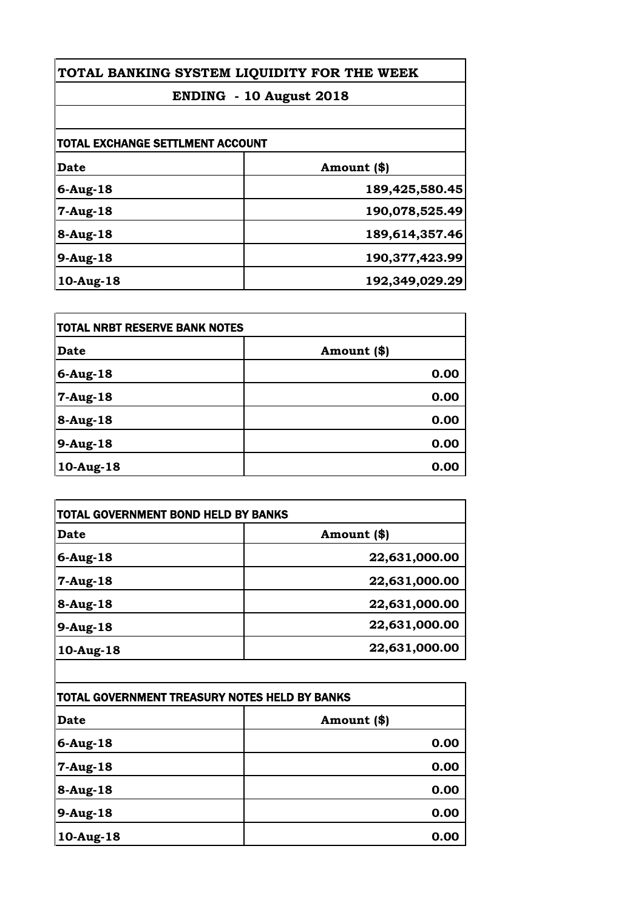# TOTAL BANKING SYSTEM LIQUIDITY FOR THE WEEK

## ENDING - 10 August 2018

### TOTAL EXCHANGE SETTLMENT ACCOUNT

| Date | Amount ($) |
|---|---|
| 6-Aug-18 | 189,425,580.45 |
| 7-Aug-18 | 190,078,525.49 |
| 8-Aug-18 | 189,614,357.46 |
| 9-Aug-18 | 190,377,423.99 |
| 10-Aug-18 | 192,349,029.29 |

### TOTAL NRBT RESERVE BANK NOTES

| Date | Amount ($) |
|---|---|
| 6-Aug-18 | 0.00 |
| 7-Aug-18 | 0.00 |
| 8-Aug-18 | 0.00 |
| 9-Aug-18 | 0.00 |
| 10-Aug-18 | 0.00 |

### TOTAL GOVERNMENT BOND HELD BY BANKS

| Date | Amount ($) |
|---|---|
| 6-Aug-18 | 22,631,000.00 |
| 7-Aug-18 | 22,631,000.00 |
| 8-Aug-18 | 22,631,000.00 |
| 9-Aug-18 | 22,631,000.00 |
| 10-Aug-18 | 22,631,000.00 |

### TOTAL GOVERNMENT TREASURY NOTES HELD BY BANKS

| Date | Amount ($) |
|---|---|
| 6-Aug-18 | 0.00 |
| 7-Aug-18 | 0.00 |
| 8-Aug-18 | 0.00 |
| 9-Aug-18 | 0.00 |
| 10-Aug-18 | 0.00 |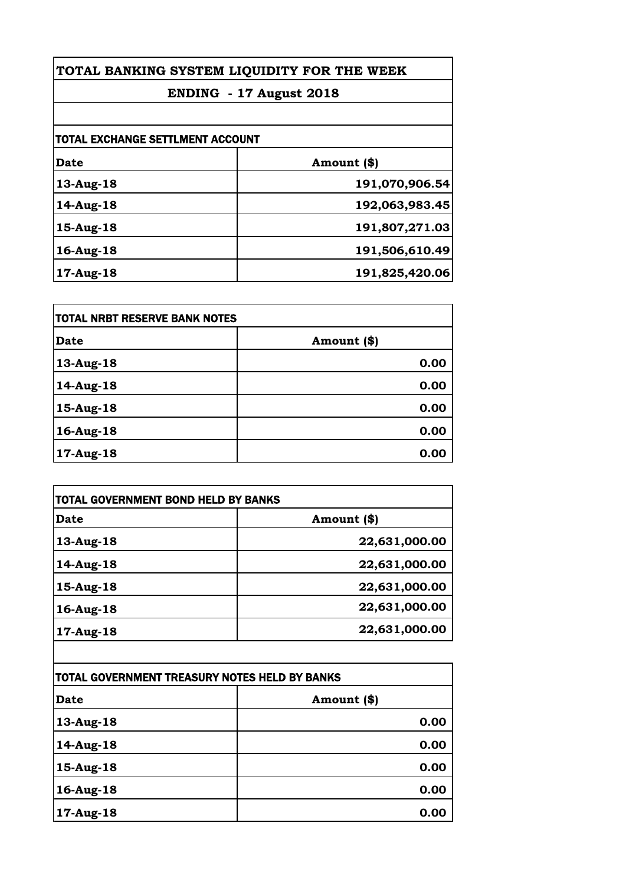# TOTAL BANKING SYSTEM LIQUIDITY FOR THE WEEK

## ENDING - 17 August 2018

### TOTAL EXCHANGE SETTLMENT ACCOUNT

| Date | Amount ($) |
|---|---|
| 13-Aug-18 | 191,070,906.54 |
| 14-Aug-18 | 192,063,983.45 |
| 15-Aug-18 | 191,807,271.03 |
| 16-Aug-18 | 191,506,610.49 |
| 17-Aug-18 | 191,825,420.06 |

### TOTAL NRBT RESERVE BANK NOTES

| Date | Amount ($) |
|---|---|
| 13-Aug-18 | 0.00 |
| 14-Aug-18 | 0.00 |
| 15-Aug-18 | 0.00 |
| 16-Aug-18 | 0.00 |
| 17-Aug-18 | 0.00 |

### TOTAL GOVERNMENT BOND HELD BY BANKS

| Date | Amount ($) |
|---|---|
| 13-Aug-18 | 22,631,000.00 |
| 14-Aug-18 | 22,631,000.00 |
| 15-Aug-18 | 22,631,000.00 |
| 16-Aug-18 | 22,631,000.00 |
| 17-Aug-18 | 22,631,000.00 |

### TOTAL GOVERNMENT TREASURY NOTES HELD BY BANKS

| Date | Amount ($) |
|---|---|
| 13-Aug-18 | 0.00 |
| 14-Aug-18 | 0.00 |
| 15-Aug-18 | 0.00 |
| 16-Aug-18 | 0.00 |
| 17-Aug-18 | 0.00 |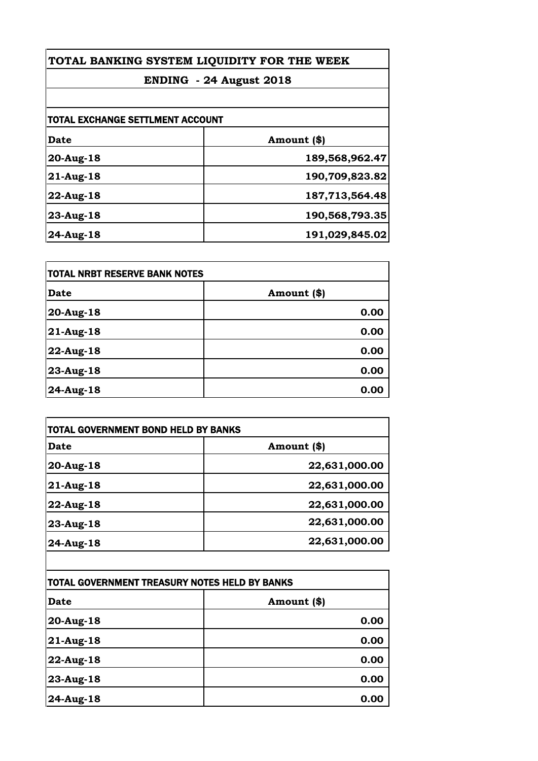# TOTAL BANKING SYSTEM LIQUIDITY FOR THE WEEK

## ENDING - 24 August 2018

### TOTAL EXCHANGE SETTLMENT ACCOUNT

| Date | Amount ($) |
| --- | --- |
| 20-Aug-18 | 189,568,962.47 |
| 21-Aug-18 | 190,709,823.82 |
| 22-Aug-18 | 187,713,564.48 |
| 23-Aug-18 | 190,568,793.35 |
| 24-Aug-18 | 191,029,845.02 |

### TOTAL NRBT RESERVE BANK NOTES

| Date | Amount ($) |
| --- | --- |
| 20-Aug-18 | 0.00 |
| 21-Aug-18 | 0.00 |
| 22-Aug-18 | 0.00 |
| 23-Aug-18 | 0.00 |
| 24-Aug-18 | 0.00 |

### TOTAL GOVERNMENT BOND HELD BY BANKS

| Date | Amount ($) |
| --- | --- |
| 20-Aug-18 | 22,631,000.00 |
| 21-Aug-18 | 22,631,000.00 |
| 22-Aug-18 | 22,631,000.00 |
| 23-Aug-18 | 22,631,000.00 |
| 24-Aug-18 | 22,631,000.00 |

### TOTAL GOVERNMENT TREASURY NOTES HELD BY BANKS

| Date | Amount ($) |
| --- | --- |
| 20-Aug-18 | 0.00 |
| 21-Aug-18 | 0.00 |
| 22-Aug-18 | 0.00 |
| 23-Aug-18 | 0.00 |
| 24-Aug-18 | 0.00 |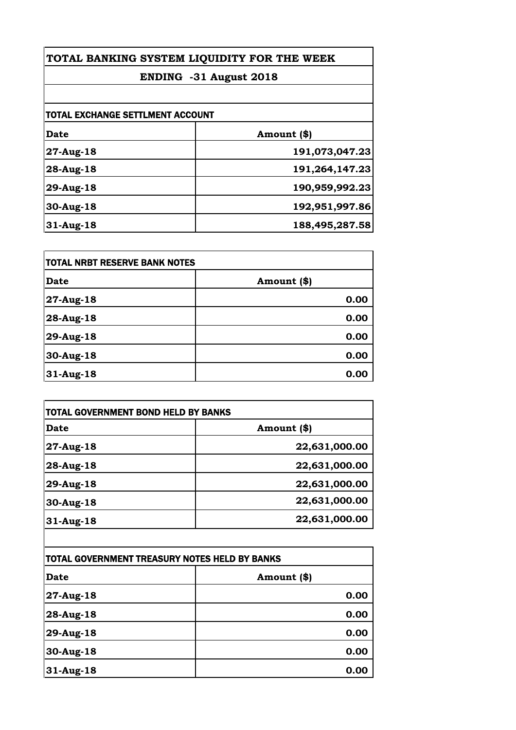# TOTAL BANKING SYSTEM LIQUIDITY FOR THE WEEK

## ENDING -31 August 2018

### TOTAL EXCHANGE SETTLMENT ACCOUNT

| Date | Amount ($) |
|---|---|
| 27-Aug-18 | 191,073,047.23 |
| 28-Aug-18 | 191,264,147.23 |
| 29-Aug-18 | 190,959,992.23 |
| 30-Aug-18 | 192,951,997.86 |
| 31-Aug-18 | 188,495,287.58 |

### TOTAL NRBT RESERVE BANK NOTES

| Date | Amount ($) |
|---|---|
| 27-Aug-18 | 0.00 |
| 28-Aug-18 | 0.00 |
| 29-Aug-18 | 0.00 |
| 30-Aug-18 | 0.00 |
| 31-Aug-18 | 0.00 |

### TOTAL GOVERNMENT BOND HELD BY BANKS

| Date | Amount ($) |
|---|---|
| 27-Aug-18 | 22,631,000.00 |
| 28-Aug-18 | 22,631,000.00 |
| 29-Aug-18 | 22,631,000.00 |
| 30-Aug-18 | 22,631,000.00 |
| 31-Aug-18 | 22,631,000.00 |

### TOTAL GOVERNMENT TREASURY NOTES HELD BY BANKS

| Date | Amount ($) |
|---|---|
| 27-Aug-18 | 0.00 |
| 28-Aug-18 | 0.00 |
| 29-Aug-18 | 0.00 |
| 30-Aug-18 | 0.00 |
| 31-Aug-18 | 0.00 |